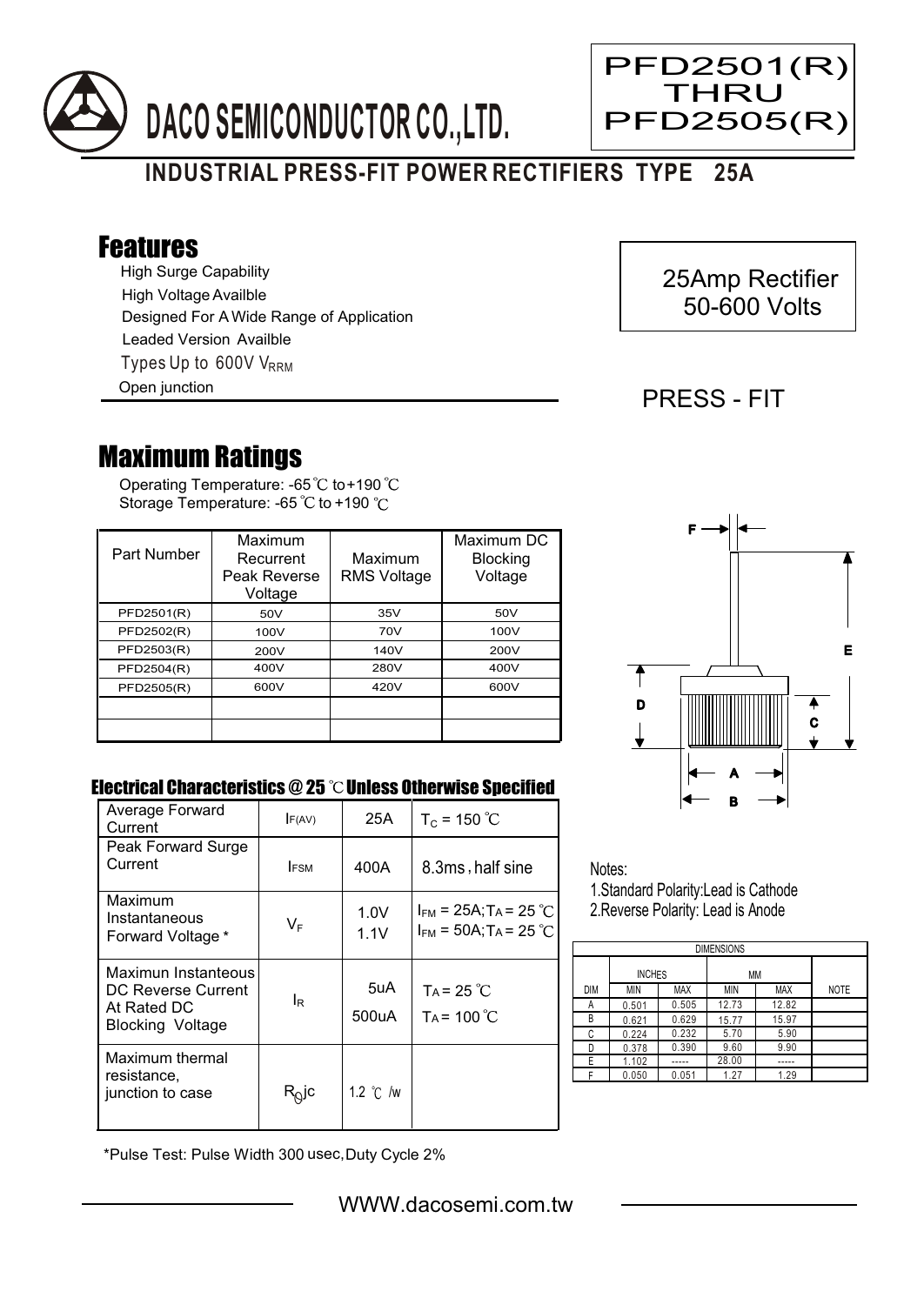# DACO SEMICONDUCTOR CO.,LTD.

PFD2501(R) THRU PFD2505(R)

## INDUSTRIAL PRESS-FIT POWER RECTIFIERS TYPE 25A

## Features

- High Surge Capability
- High Voltage Availble
- Designed For A Wide Range of Application
- Leaded Version Availble
- Types Up to 600V $V_{RRM}$
- Open junction

25Amp Rectifier
50-600 Volts

PRESS - FIT

## Maximum Ratings

Operating Temperature: -65℃ to +190℃
Storage Temperature: -65℃ to +190℃

| Part Number | Maximum Recurrent Peak Reverse Voltage | Maximum RMS Voltage | Maximum DC Blocking Voltage |
|---|---|---|---|
| PFD2501(R) | 50V | 35V | 50V |
| PFD2502(R) | 100V | 70V | 100V |
| PFD2503(R) | 200V | 140V | 200V |
| PFD2504(R) | 400V | 280V | 400V |
| PFD2505(R) | 600V | 420V | 600V |
| | | | |
| | | | |

### Electrical Characteristics @ 25℃ Unless Otherwise Specified

| | | | |
|---|---|---|---|
| Average Forward Current | $I_{F(AV)}$ | 25A | $T_C$ = 150℃ |
| Peak Forward Surge Current | $I_{FSM}$ | 400A | 8.3ms, half sine |
| Maximum Instantaneous Forward Voltage * | $V_F$ | 1.0V<br>1.1V | $I_{FM}$ = 25A; $T_A$ = 25℃<br>$I_{FM}$ = 50A; $T_A$ = 25℃ |
| Maximun Instanteous DC Reverse Current At Rated DC Blocking Voltage | $I_R$ | 5uA<br>500uA | $T_A$ = 25℃<br>$T_A$ = 100℃ |
| Maximum thermal resistance, junction to case | $R_{\theta}jc$ | 1.2 ℃/w | |

*Pulse Test: Pulse Width 300 usec, Duty Cycle 2%

Notes:
1. Standard Polarity: Lead is Cathode
2. Reverse Polarity: Lead is Anode

| DIMENSIONS | | | | | |
|---|---|---|---|---|---|
| | INCHES | | MM | | |
| DIM | MIN | MAX | MIN | MAX | NOTE |
| A | 0.501 | 0.505 | 12.73 | 12.82 | |
| B | 0.621 | 0.629 | 15.77 | 15.97 | |
| C | 0.224 | 0.232 | 5.70 | 5.90 | |
| D | 0.378 | 0.390 | 9.60 | 9.90 | |
| E | 1.102 | ----- | 28.00 | ----- | |
| F | 0.050 | 0.051 | 1.27 | 1.29 | |

WWW.dacosemi.com.tw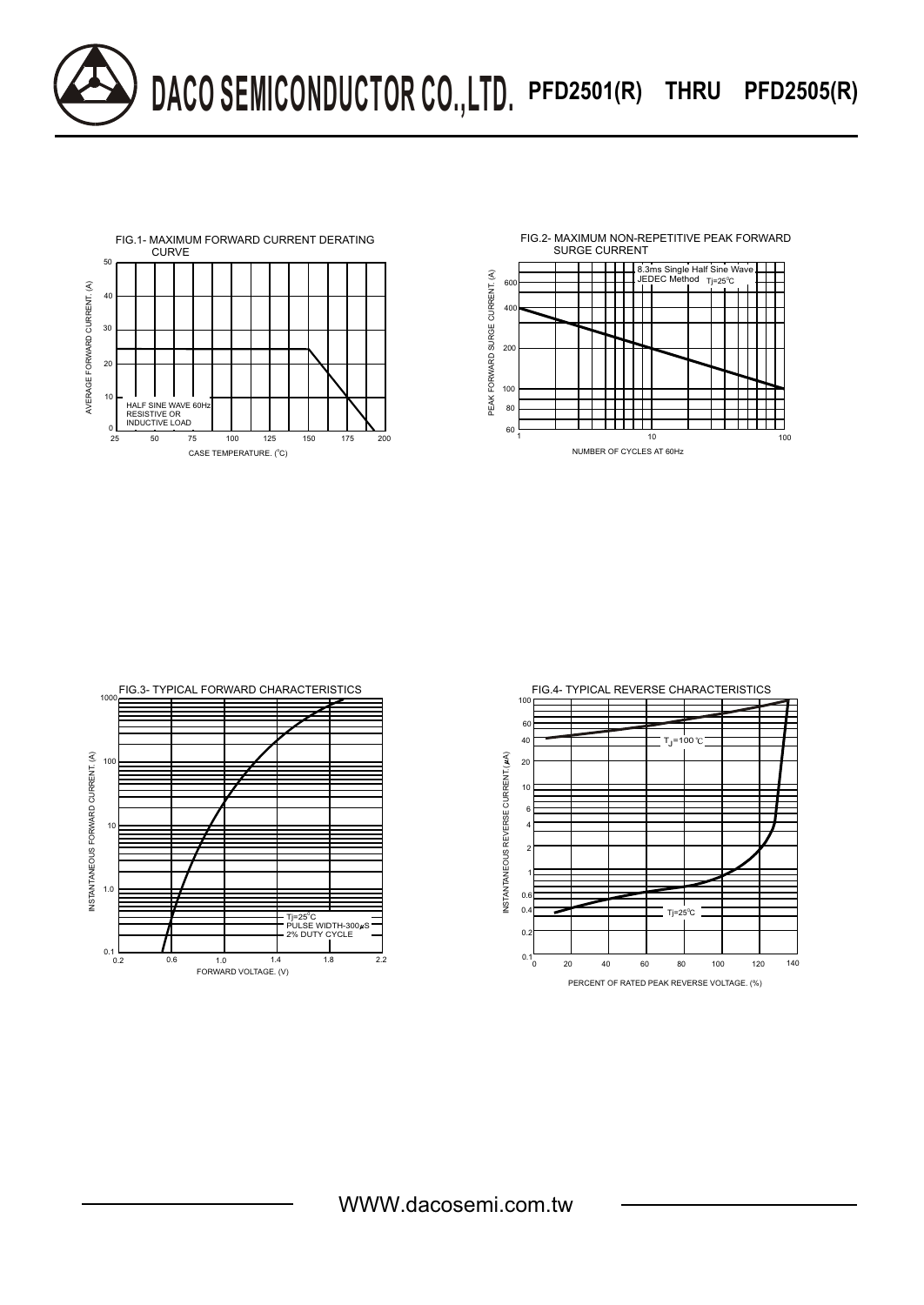FIG.1- MAXIMUM FORWARD CURRENT DERATING CURVE

AVERAGE FORWARD CURRENT. (A)

50
40
30
20
10
0

HALF SINE WAVE 60Hz
RESISTIVE OR
INDUCTIVE LOAD

25 50 75 100 125 150 175 200

CASE TEMPERATURE. (°C)

FIG.2- MAXIMUM NON-REPETITIVE PEAK FORWARD SURGE CURRENT

PEAK FORWARD SURGE CURRENT. (A)

600
400
200
100
80
60

8.3ms Single Half Sine Wave
JEDEC Method Tj=25°C

1 10 100

NUMBER OF CYCLES AT 60Hz

FIG.3- TYPICAL FORWARD CHARACTERISTICS

INSTANTANEOUS FORWARD CURRENT. (A)

1000
100
10
1.0
0.1

Tj=25°C
PULSE WIDTH-300μS
2% DUTY CYCLE

0.2 0.6 1.0 1.4 1.8 2.2

FORWARD VOLTAGE. (V)

FIG.4- TYPICAL REVERSE CHARACTERISTICS

INSTANTANEOUS REVERSE CURRENT.(μA)

100
60
40
20
10
6
4
2
1
0.6
0.4
0.2
0.1

$T_J$=100℃

Tj=25°C

0 20 40 60 80 100 120 140

PERCENT OF RATED PEAK REVERSE VOLTAGE. (%)